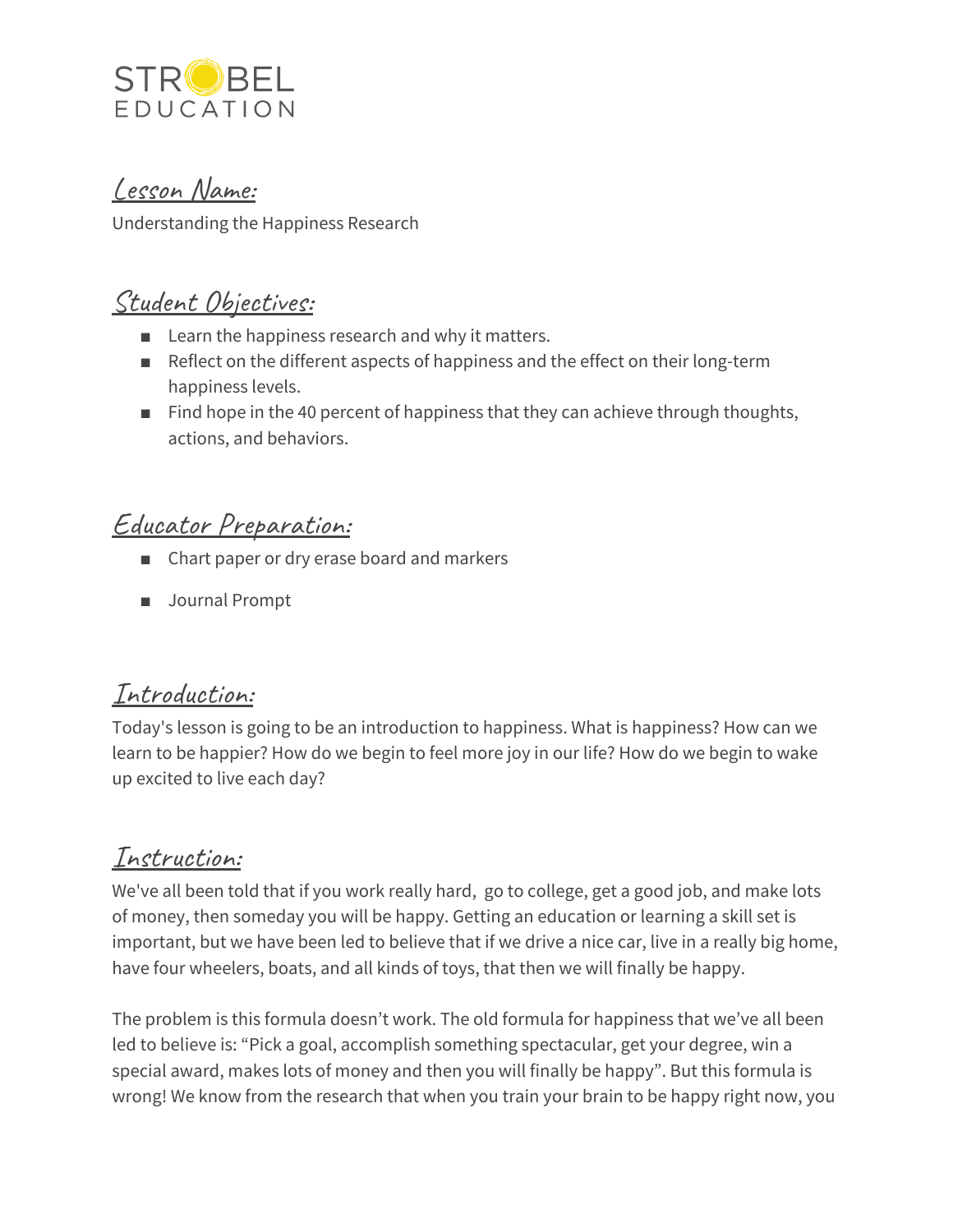STROBEL EDUCATION

## Lesson Name:

Understanding the Happiness Research

## Student Objectives:

- Learn the happiness research and why it matters.
- Reflect on the different aspects of happiness and the effect on their long-term happiness levels.
- Find hope in the 40 percent of happiness that they can achieve through thoughts, actions, and behaviors.

## Educator Preparation:

- Chart paper or dry erase board and markers
- Journal Prompt

## Introduction:

Today's lesson is going to be an introduction to happiness. What is happiness? How can we learn to be happier? How do we begin to feel more joy in our life? How do we begin to wake up excited to live each day?

## Instruction:

We've all been told that if you work really hard,  go to college, get a good job, and make lots of money, then someday you will be happy. Getting an education or learning a skill set is important, but we have been led to believe that if we drive a nice car, live in a really big home, have four wheelers, boats, and all kinds of toys, that then we will finally be happy.

The problem is this formula doesn't work. The old formula for happiness that we've all been led to believe is: "Pick a goal, accomplish something spectacular, get your degree, win a special award, makes lots of money and then you will finally be happy". But this formula is wrong! We know from the research that when you train your brain to be happy right now, you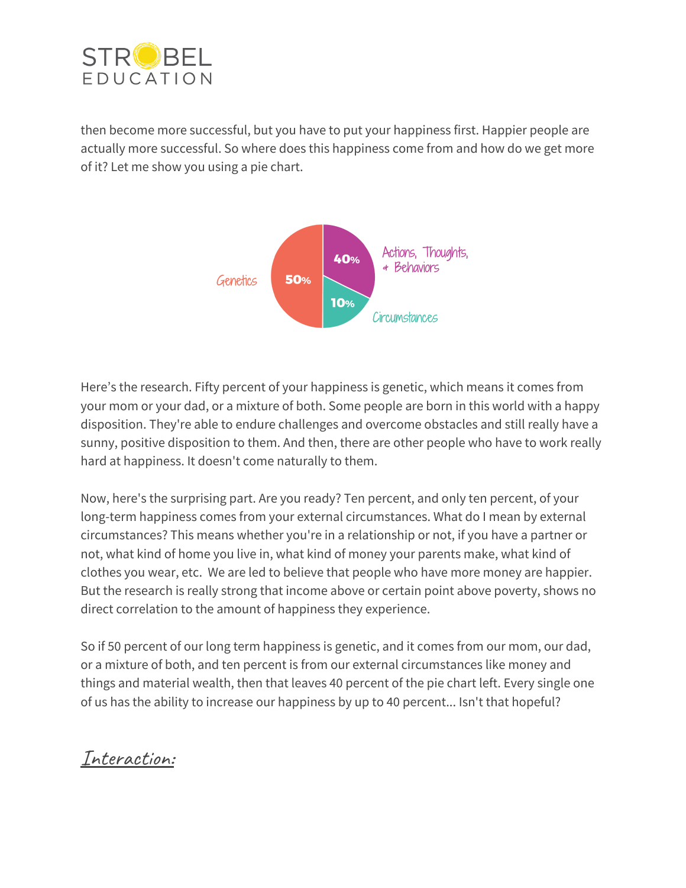then become more successful, but you have to put your happiness first. Happier people are actually more successful. So where does this happiness come from and how do we get more of it? Let me show you using a pie chart.

Genetics 50%

Actions, Thoughts, & Behaviors 40%

Circumstances 10%

Here's the research. Fifty percent of your happiness is genetic, which means it comes from your mom or your dad, or a mixture of both. Some people are born in this world with a happy disposition. They're able to endure challenges and overcome obstacles and still really have a sunny, positive disposition to them. And then, there are other people who have to work really hard at happiness. It doesn't come naturally to them.

Now, here's the surprising part. Are you ready? Ten percent, and only ten percent, of your long-term happiness comes from your external circumstances. What do I mean by external circumstances? This means whether you're in a relationship or not, if you have a partner or not, what kind of home you live in, what kind of money your parents make, what kind of clothes you wear, etc. We are led to believe that people who have more money are happier. But the research is really strong that income above or certain point above poverty, shows no direct correlation to the amount of happiness they experience.

So if 50 percent of our long term happiness is genetic, and it comes from our mom, our dad, or a mixture of both, and ten percent is from our external circumstances like money and things and material wealth, then that leaves 40 percent of the pie chart left. Every single one of us has the ability to increase our happiness by up to 40 percent... Isn't that hopeful?

## Interaction: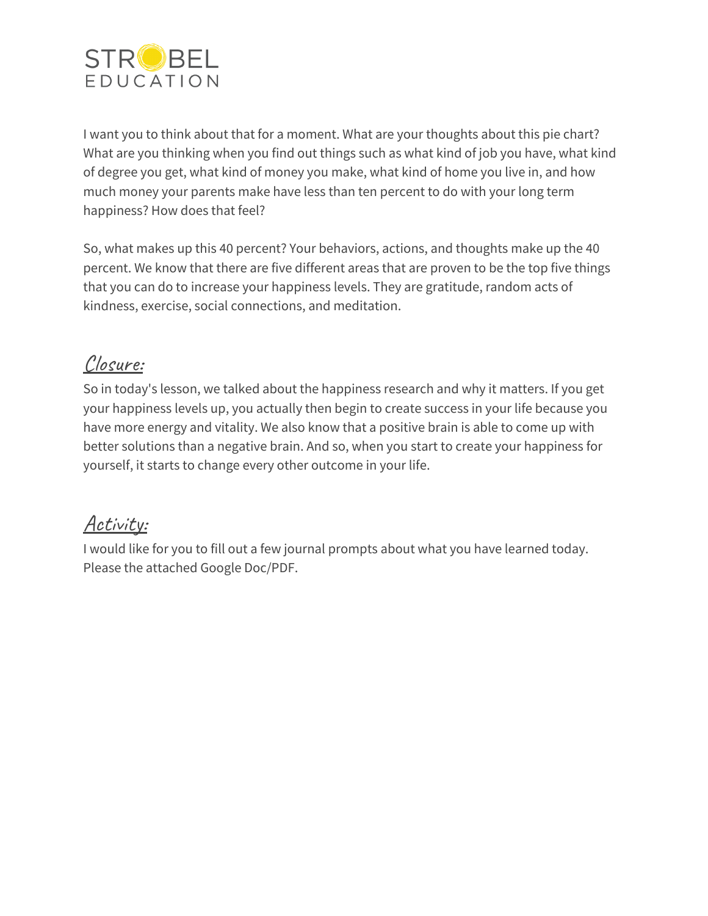I want you to think about that for a moment. What are your thoughts about this pie chart? What are you thinking when you find out things such as what kind of job you have, what kind of degree you get, what kind of money you make, what kind of home you live in, and how much money your parents make have less than ten percent to do with your long term happiness? How does that feel?

So, what makes up this 40 percent? Your behaviors, actions, and thoughts make up the 40 percent. We know that there are five different areas that are proven to be the top five things that you can do to increase your happiness levels. They are gratitude, random acts of kindness, exercise, social connections, and meditation.

## Closure:

So in today's lesson, we talked about the happiness research and why it matters. If you get your happiness levels up, you actually then begin to create success in your life because you have more energy and vitality. We also know that a positive brain is able to come up with better solutions than a negative brain. And so, when you start to create your happiness for yourself, it starts to change every other outcome in your life.

## Activity:

I would like for you to fill out a few journal prompts about what you have learned today. Please the attached Google Doc/PDF.